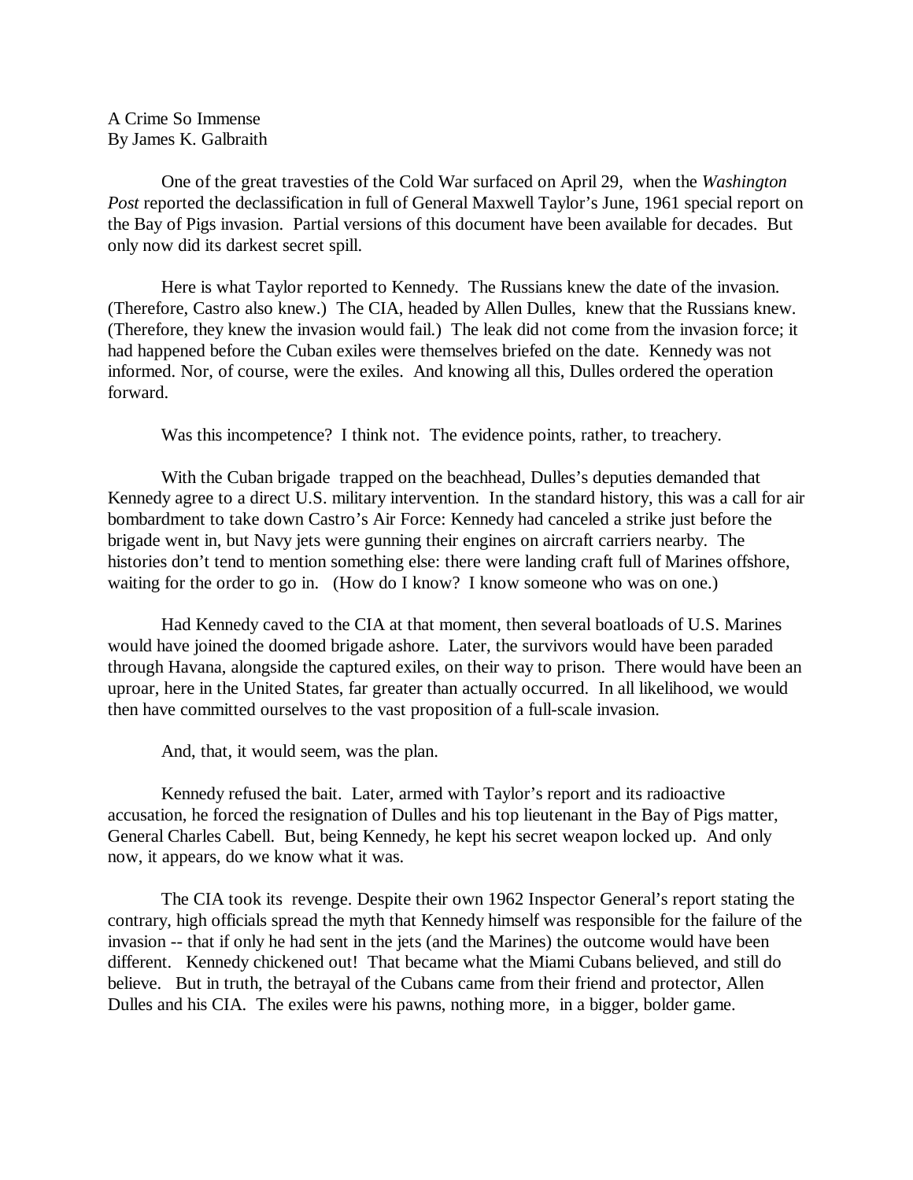A Crime So Immense
By James K. Galbraith

One of the great travesties of the Cold War surfaced on April 29, when the *Washington Post* reported the declassification in full of General Maxwell Taylor's June, 1961 special report on the Bay of Pigs invasion. Partial versions of this document have been available for decades. But only now did its darkest secret spill.

Here is what Taylor reported to Kennedy. The Russians knew the date of the invasion. (Therefore, Castro also knew.) The CIA, headed by Allen Dulles, knew that the Russians knew. (Therefore, they knew the invasion would fail.) The leak did not come from the invasion force; it had happened before the Cuban exiles were themselves briefed on the date. Kennedy was not informed. Nor, of course, were the exiles. And knowing all this, Dulles ordered the operation forward.

Was this incompetence? I think not. The evidence points, rather, to treachery.

With the Cuban brigade trapped on the beachhead, Dulles's deputies demanded that Kennedy agree to a direct U.S. military intervention. In the standard history, this was a call for air bombardment to take down Castro's Air Force: Kennedy had canceled a strike just before the brigade went in, but Navy jets were gunning their engines on aircraft carriers nearby. The histories don't tend to mention something else: there were landing craft full of Marines offshore, waiting for the order to go in. (How do I know? I know someone who was on one.)

Had Kennedy caved to the CIA at that moment, then several boatloads of U.S. Marines would have joined the doomed brigade ashore. Later, the survivors would have been paraded through Havana, alongside the captured exiles, on their way to prison. There would have been an uproar, here in the United States, far greater than actually occurred. In all likelihood, we would then have committed ourselves to the vast proposition of a full-scale invasion.

And, that, it would seem, was the plan.

Kennedy refused the bait. Later, armed with Taylor's report and its radioactive accusation, he forced the resignation of Dulles and his top lieutenant in the Bay of Pigs matter, General Charles Cabell. But, being Kennedy, he kept his secret weapon locked up. And only now, it appears, do we know what it was.

The CIA took its revenge. Despite their own 1962 Inspector General's report stating the contrary, high officials spread the myth that Kennedy himself was responsible for the failure of the invasion -- that if only he had sent in the jets (and the Marines) the outcome would have been different. Kennedy chickened out! That became what the Miami Cubans believed, and still do believe. But in truth, the betrayal of the Cubans came from their friend and protector, Allen Dulles and his CIA. The exiles were his pawns, nothing more, in a bigger, bolder game.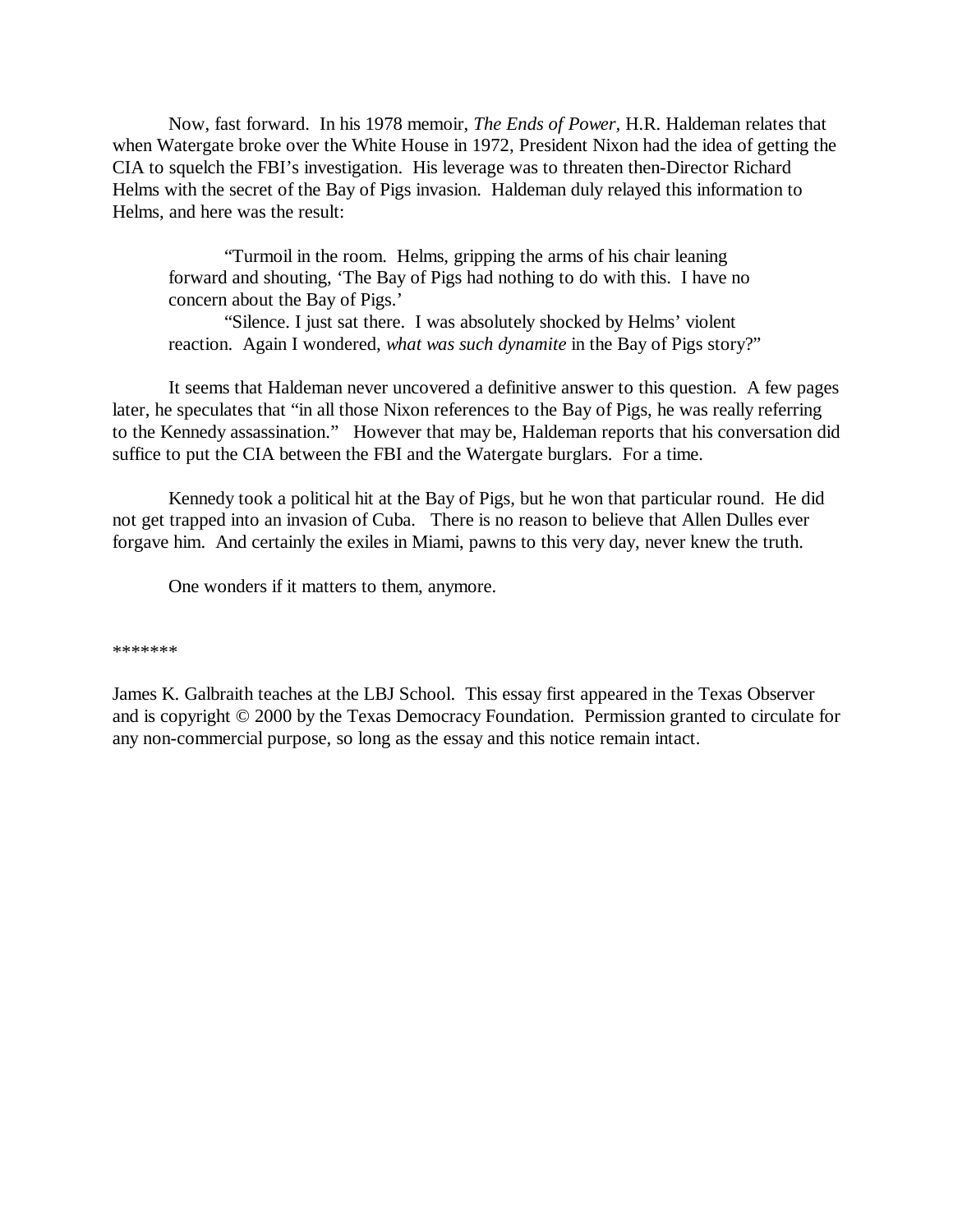Now, fast forward. In his 1978 memoir, *The Ends of Power,* H.R. Haldeman relates that when Watergate broke over the White House in 1972, President Nixon had the idea of getting the CIA to squelch the FBI's investigation. His leverage was to threaten then-Director Richard Helms with the secret of the Bay of Pigs invasion. Haldeman duly relayed this information to Helms, and here was the result:

> "Turmoil in the room. Helms, gripping the arms of his chair leaning forward and shouting, 'The Bay of Pigs had nothing to do with this. I have no concern about the Bay of Pigs.'
>
> "Silence. I just sat there. I was absolutely shocked by Helms' violent reaction. Again I wondered, *what was such dynamite* in the Bay of Pigs story?"

It seems that Haldeman never uncovered a definitive answer to this question. A few pages later, he speculates that "in all those Nixon references to the Bay of Pigs, he was really referring to the Kennedy assassination." However that may be, Haldeman reports that his conversation did suffice to put the CIA between the FBI and the Watergate burglars. For a time.

Kennedy took a political hit at the Bay of Pigs, but he won that particular round. He did not get trapped into an invasion of Cuba. There is no reason to believe that Allen Dulles ever forgave him. And certainly the exiles in Miami, pawns to this very day, never knew the truth.

One wonders if it matters to them, anymore.

*******

James K. Galbraith teaches at the LBJ School. This essay first appeared in the Texas Observer and is copyright © 2000 by the Texas Democracy Foundation. Permission granted to circulate for any non-commercial purpose, so long as the essay and this notice remain intact.